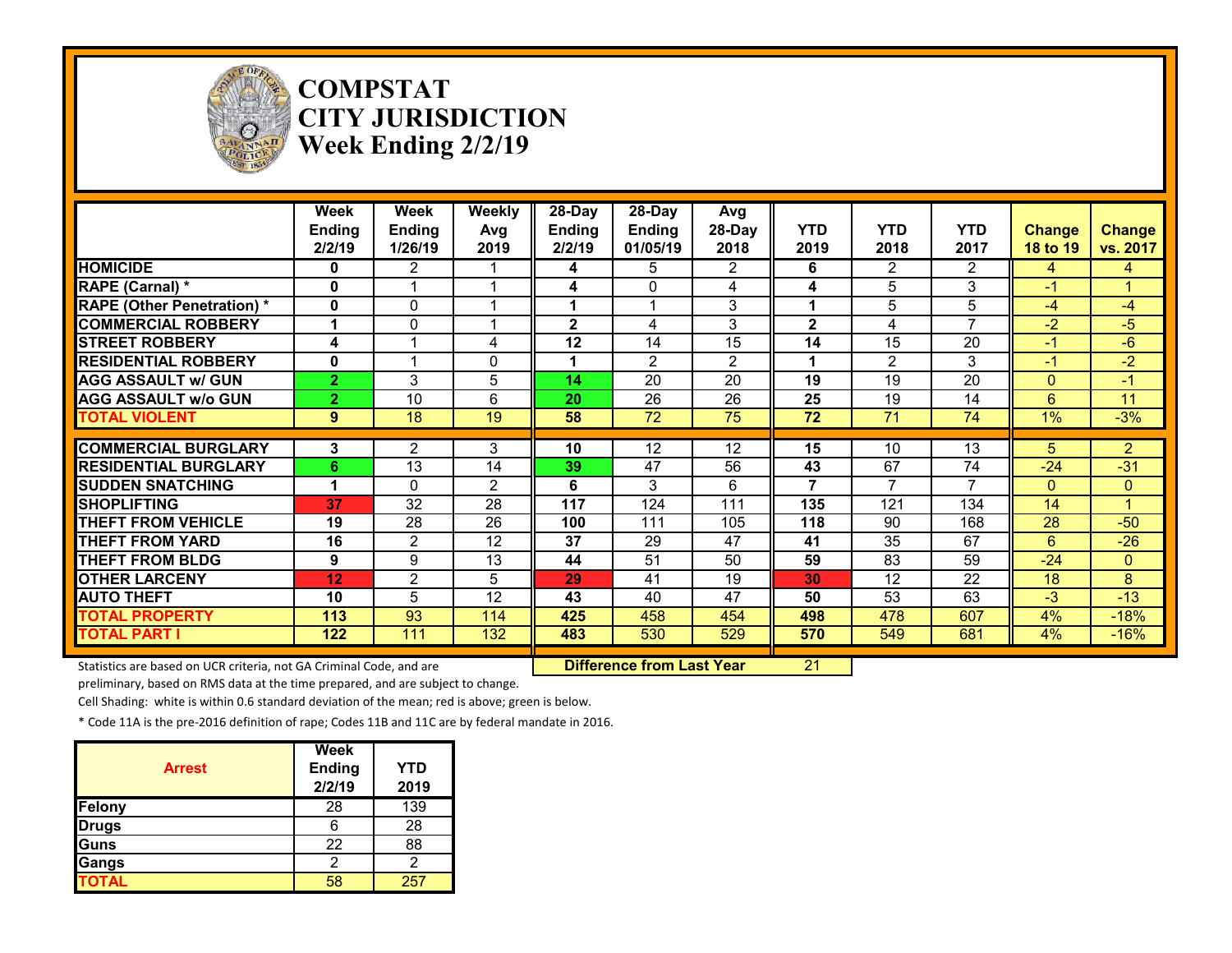# COMPSTAT
# CITY JURISDICTION
# Week Ending 2/2/19

| | Week Ending 2/2/19 | Week Ending 1/26/19 | Weekly Avg 2019 | 28-Day Ending 2/2/19 | 28-Day Ending 01/05/19 | Avg 28-Day 2018 | YTD 2019 | YTD 2018 | YTD 2017 | Change 18 to 19 | Change vs. 2017 |
|---|---|---|---|---|---|---|---|---|---|---|---|
| HOMICIDE | 0 | 2 | 1 | 4 | 5 | 2 | 6 | 2 | 2 | 4 | 4 |
| RAPE (Carnal) * | 0 | 1 | 1 | 4 | 0 | 4 | 4 | 5 | 3 | -1 | 1 |
| RAPE (Other Penetration) * | 0 | 0 | 1 | 1 | 1 | 3 | 1 | 5 | 5 | -4 | -4 |
| COMMERCIAL ROBBERY | 1 | 0 | 1 | 2 | 4 | 3 | 2 | 4 | 7 | -2 | -5 |
| STREET ROBBERY | 4 | 1 | 4 | 12 | 14 | 15 | 14 | 15 | 20 | -1 | -6 |
| RESIDENTIAL ROBBERY | 0 | 1 | 0 | 1 | 2 | 2 | 1 | 2 | 3 | -1 | -2 |
| AGG ASSAULT w/ GUN | 2 | 3 | 5 | 14 | 20 | 20 | 19 | 19 | 20 | 0 | -1 |
| AGG ASSAULT w/o GUN | 2 | 10 | 6 | 20 | 26 | 26 | 25 | 19 | 14 | 6 | 11 |
| TOTAL VIOLENT | 9 | 18 | 19 | 58 | 72 | 75 | 72 | 71 | 74 | 1% | -3% |
| COMMERCIAL BURGLARY | 3 | 2 | 3 | 10 | 12 | 12 | 15 | 10 | 13 | 5 | 2 |
| RESIDENTIAL BURGLARY | 6 | 13 | 14 | 39 | 47 | 56 | 43 | 67 | 74 | -24 | -31 |
| SUDDEN SNATCHING | 1 | 0 | 2 | 6 | 3 | 6 | 7 | 7 | 7 | 0 | 0 |
| SHOPLIFTING | 37 | 32 | 28 | 117 | 124 | 111 | 135 | 121 | 134 | 14 | 1 |
| THEFT FROM VEHICLE | 19 | 28 | 26 | 100 | 111 | 105 | 118 | 90 | 168 | 28 | -50 |
| THEFT FROM YARD | 16 | 2 | 12 | 37 | 29 | 47 | 41 | 35 | 67 | 6 | -26 |
| THEFT FROM BLDG | 9 | 9 | 13 | 44 | 51 | 50 | 59 | 83 | 59 | -24 | 0 |
| OTHER LARCENY | 12 | 2 | 5 | 29 | 41 | 19 | 30 | 12 | 22 | 18 | 8 |
| AUTO THEFT | 10 | 5 | 12 | 43 | 40 | 47 | 50 | 53 | 63 | -3 | -13 |
| TOTAL PROPERTY | 113 | 93 | 114 | 425 | 458 | 454 | 498 | 478 | 607 | 4% | -18% |
| TOTAL PART I | 122 | 111 | 132 | 483 | 530 | 529 | 570 | 549 | 681 | 4% | -16% |

**Difference from Last Year**: 21

Statistics are based on UCR criteria, not GA Criminal Code, and are preliminary, based on RMS data at the time prepared, and are subject to change.

Cell Shading: white is within 0.6 standard deviation of the mean; red is above; green is below.

* Code 11A is the pre-2016 definition of rape; Codes 11B and 11C are by federal mandate in 2016.

| Arrest | Week Ending 2/2/19 | YTD 2019 |
|---|---|---|
| Felony | 28 | 139 |
| Drugs | 6 | 28 |
| Guns | 22 | 88 |
| Gangs | 2 | 2 |
| TOTAL | 58 | 257 |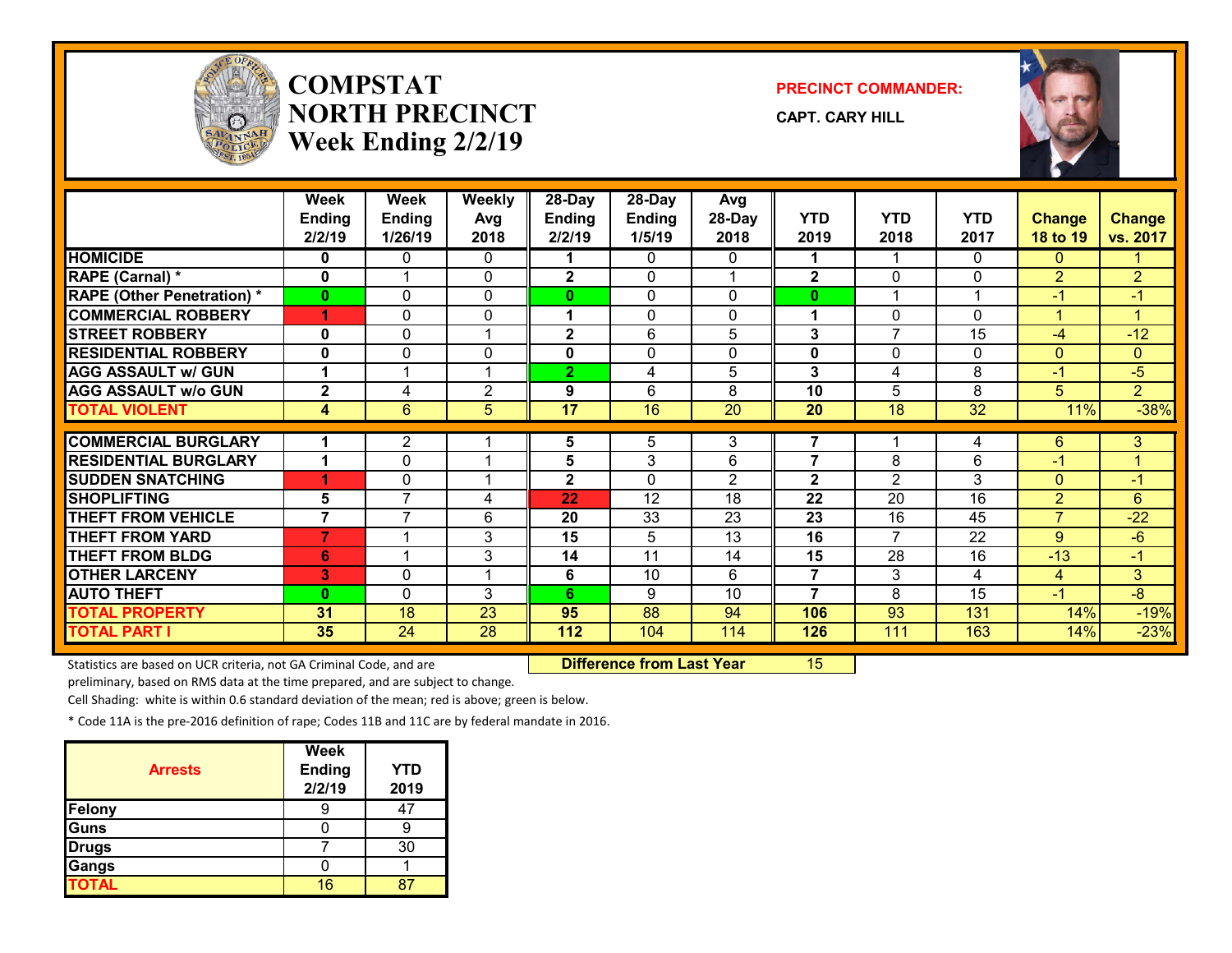# COMPSTAT NORTH PRECINCT Week Ending 2/2/19

**PRECINCT COMMANDER:**

**CAPT. CARY HILL**

| | Week Ending 2/2/19 | Week Ending 1/26/19 | Weekly Avg 2018 | 28-Day Ending 2/2/19 | 28-Day Ending 1/5/19 | Avg 28-Day 2018 | YTD 2019 | YTD 2018 | YTD 2017 | Change 18 to 19 | Change vs. 2017 |
|---|---|---|---|---|---|---|---|---|---|---|---|
| HOMICIDE | 0 | 0 | 0 | 1 | 0 | 0 | 1 | 1 | 0 | 0 | 1 |
| RAPE (Carnal) * | 0 | 1 | 0 | 2 | 0 | 1 | 2 | 0 | 0 | 2 | 2 |
| RAPE (Other Penetration) * | 0 | 0 | 0 | 0 | 0 | 0 | 0 | 1 | 1 | -1 | -1 |
| COMMERCIAL ROBBERY | 1 | 0 | 0 | 1 | 0 | 0 | 1 | 0 | 0 | 1 | 1 |
| STREET ROBBERY | 0 | 0 | 1 | 2 | 6 | 5 | 3 | 7 | 15 | -4 | -12 |
| RESIDENTIAL ROBBERY | 0 | 0 | 0 | 0 | 0 | 0 | 0 | 0 | 0 | 0 | 0 |
| AGG ASSAULT w/ GUN | 1 | 1 | 1 | 2 | 4 | 5 | 3 | 4 | 8 | -1 | -5 |
| AGG ASSAULT w/o GUN | 2 | 4 | 2 | 9 | 6 | 8 | 10 | 5 | 8 | 5 | 2 |
| TOTAL VIOLENT | 4 | 6 | 5 | 17 | 16 | 20 | 20 | 18 | 32 | 11% | -38% |
| COMMERCIAL BURGLARY | 1 | 2 | 1 | 5 | 5 | 3 | 7 | 1 | 4 | 6 | 3 |
| RESIDENTIAL BURGLARY | 1 | 0 | 1 | 5 | 3 | 6 | 7 | 8 | 6 | -1 | 1 |
| SUDDEN SNATCHING | 1 | 0 | 1 | 2 | 0 | 2 | 2 | 2 | 3 | 0 | -1 |
| SHOPLIFTING | 5 | 7 | 4 | 22 | 12 | 18 | 22 | 20 | 16 | 2 | 6 |
| THEFT FROM VEHICLE | 7 | 7 | 6 | 20 | 33 | 23 | 23 | 16 | 45 | 7 | -22 |
| THEFT FROM YARD | 7 | 1 | 3 | 15 | 5 | 13 | 16 | 7 | 22 | 9 | -6 |
| THEFT FROM BLDG | 6 | 1 | 3 | 14 | 11 | 14 | 15 | 28 | 16 | -13 | -1 |
| OTHER LARCENY | 3 | 0 | 1 | 6 | 10 | 6 | 7 | 3 | 4 | 4 | 3 |
| AUTO THEFT | 0 | 0 | 3 | 6 | 9 | 10 | 7 | 8 | 15 | -1 | -8 |
| TOTAL PROPERTY | 31 | 18 | 23 | 95 | 88 | 94 | 106 | 93 | 131 | 14% | -19% |
| TOTAL PART I | 35 | 24 | 28 | 112 | 104 | 114 | 126 | 111 | 163 | 14% | -23% |

**Difference from Last Year** 15

Statistics are based on UCR criteria, not GA Criminal Code, and are preliminary, based on RMS data at the time prepared, and are subject to change.

Cell Shading: white is within 0.6 standard deviation of the mean; red is above; green is below.

* Code 11A is the pre-2016 definition of rape; Codes 11B and 11C are by federal mandate in 2016.

| Arrests | Week Ending 2/2/19 | YTD 2019 |
|---|---|---|
| Felony | 9 | 47 |
| Guns | 0 | 9 |
| Drugs | 7 | 30 |
| Gangs | 0 | 1 |
| TOTAL | 16 | 87 |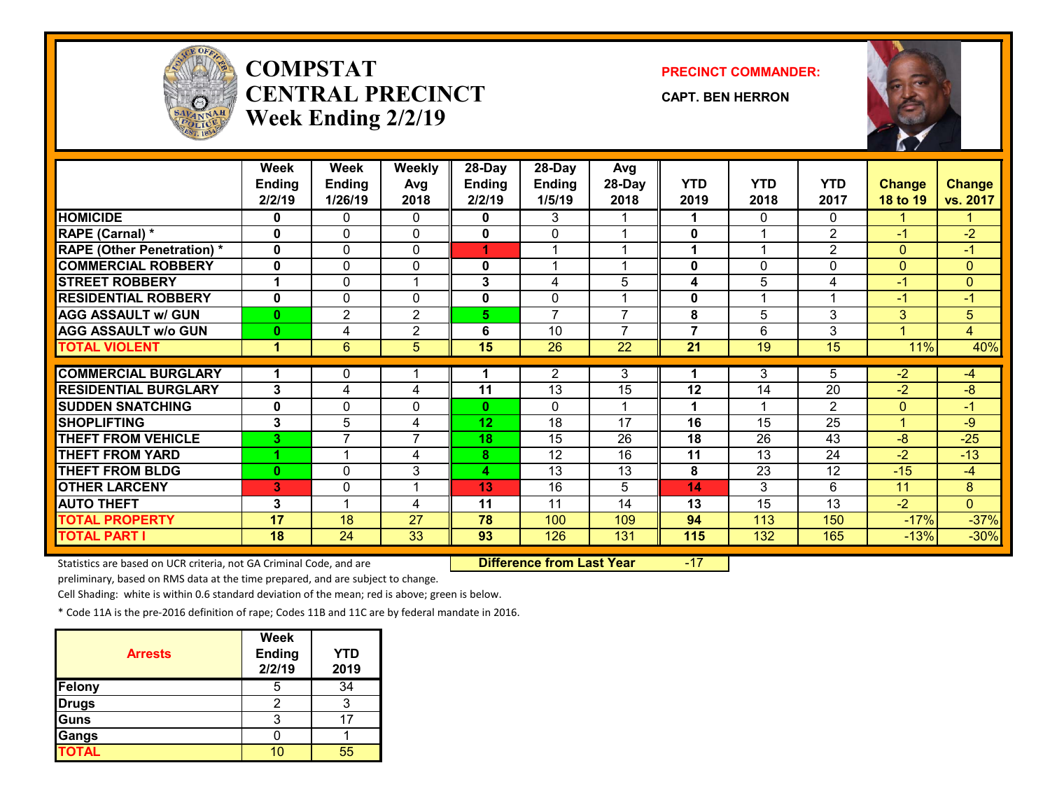# COMPSTAT CENTRAL PRECINCT
## Week Ending 2/2/19

**PRECINCT COMMANDER:**

**CAPT. BEN HERRON**

| | Week Ending 2/2/19 | Week Ending 1/26/19 | Weekly Avg 2018 | 28-Day Ending 2/2/19 | 28-Day Ending 1/5/19 | Avg 28-Day 2018 | YTD 2019 | YTD 2018 | YTD 2017 | Change 18 to 19 | Change vs. 2017 |
|---|---|---|---|---|---|---|---|---|---|---|---|
| HOMICIDE | 0 | 0 | 0 | 0 | 3 | 1 | 1 | 0 | 0 | 1 | 1 |
| RAPE (Carnal) * | 0 | 0 | 0 | 0 | 0 | 1 | 0 | 1 | 2 | -1 | -2 |
| RAPE (Other Penetration) * | 0 | 0 | 0 | 1 | 1 | 1 | 1 | 1 | 2 | 0 | -1 |
| COMMERCIAL ROBBERY | 0 | 0 | 0 | 0 | 1 | 1 | 0 | 0 | 0 | 0 | 0 |
| STREET ROBBERY | 1 | 0 | 1 | 3 | 4 | 5 | 4 | 5 | 4 | -1 | 0 |
| RESIDENTIAL ROBBERY | 0 | 0 | 0 | 0 | 0 | 1 | 0 | 1 | 1 | -1 | -1 |
| AGG ASSAULT w/ GUN | 0 | 2 | 2 | 5 | 7 | 7 | 8 | 5 | 3 | 3 | 5 |
| AGG ASSAULT w/o GUN | 0 | 4 | 2 | 6 | 10 | 7 | 7 | 6 | 3 | 1 | 4 |
| TOTAL VIOLENT | 1 | 6 | 5 | 15 | 26 | 22 | 21 | 19 | 15 | 11% | 40% |
| COMMERCIAL BURGLARY | 1 | 0 | 1 | 1 | 2 | 3 | 1 | 3 | 5 | -2 | -4 |
| RESIDENTIAL BURGLARY | 3 | 4 | 4 | 11 | 13 | 15 | 12 | 14 | 20 | -2 | -8 |
| SUDDEN SNATCHING | 0 | 0 | 0 | 0 | 0 | 1 | 1 | 1 | 2 | 0 | -1 |
| SHOPLIFTING | 3 | 5 | 4 | 12 | 18 | 17 | 16 | 15 | 25 | 1 | -9 |
| THEFT FROM VEHICLE | 3 | 7 | 7 | 18 | 15 | 26 | 18 | 26 | 43 | -8 | -25 |
| THEFT FROM YARD | 1 | 1 | 4 | 8 | 12 | 16 | 11 | 13 | 24 | -2 | -13 |
| THEFT FROM BLDG | 0 | 0 | 3 | 4 | 13 | 13 | 8 | 23 | 12 | -15 | -4 |
| OTHER LARCENY | 3 | 0 | 1 | 13 | 16 | 5 | 14 | 3 | 6 | 11 | 8 |
| AUTO THEFT | 3 | 1 | 4 | 11 | 11 | 14 | 13 | 15 | 13 | -2 | 0 |
| TOTAL PROPERTY | 17 | 18 | 27 | 78 | 100 | 109 | 94 | 113 | 150 | -17% | -37% |
| TOTAL PART I | 18 | 24 | 33 | 93 | 126 | 131 | 115 | 132 | 165 | -13% | -30% |

**Difference from Last Year** -17

Statistics are based on UCR criteria, not GA Criminal Code, and are preliminary, based on RMS data at the time prepared, and are subject to change.

Cell Shading: white is within 0.6 standard deviation of the mean; red is above; green is below.

* Code 11A is the pre-2016 definition of rape; Codes 11B and 11C are by federal mandate in 2016.

| Arrests | Week Ending 2/2/19 | YTD 2019 |
|---|---|---|
| Felony | 5 | 34 |
| Drugs | 2 | 3 |
| Guns | 3 | 17 |
| Gangs | 0 | 1 |
| TOTAL | 10 | 55 |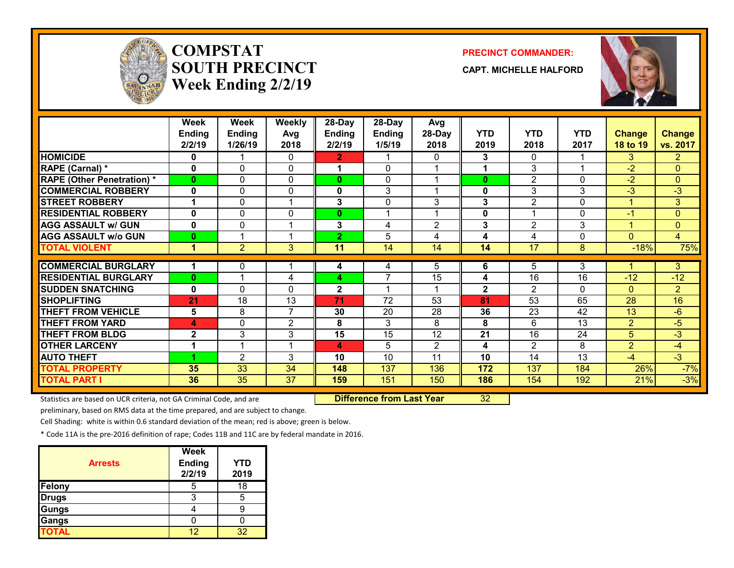# COMPSTAT SOUTH PRECINCT

## Week Ending 2/2/19

**PRECINCT COMMANDER:**

**CAPT. MICHELLE HALFORD**

| | Week Ending 2/2/19 | Week Ending 1/26/19 | Weekly Avg 2018 | 28-Day Ending 2/2/19 | 28-Day Ending 1/5/19 | Avg 28-Day 2018 | YTD 2019 | YTD 2018 | YTD 2017 | Change 18 to 19 | Change vs. 2017 |
|---|---|---|---|---|---|---|---|---|---|---|---|
| HOMICIDE | 0 | 1 | 0 | 2 | 1 | 0 | 3 | 0 | 1 | 3 | 2 |
| RAPE (Carnal) * | 0 | 0 | 0 | 1 | 0 | 1 | 1 | 3 | 1 | -2 | 0 |
| RAPE (Other Penetration) * | 0 | 0 | 0 | 0 | 0 | 1 | 0 | 2 | 0 | -2 | 0 |
| COMMERCIAL ROBBERY | 0 | 0 | 0 | 0 | 3 | 1 | 0 | 3 | 3 | -3 | -3 |
| STREET ROBBERY | 1 | 0 | 1 | 3 | 0 | 3 | 3 | 2 | 0 | 1 | 3 |
| RESIDENTIAL ROBBERY | 0 | 0 | 0 | 0 | 1 | 1 | 0 | 1 | 0 | -1 | 0 |
| AGG ASSAULT w/ GUN | 0 | 0 | 1 | 3 | 4 | 2 | 3 | 2 | 3 | 1 | 0 |
| AGG ASSAULT w/o GUN | 0 | 1 | 1 | 2 | 5 | 4 | 4 | 4 | 0 | 0 | 4 |
| TOTAL VIOLENT | 1 | 2 | 3 | 11 | 14 | 14 | 14 | 17 | 8 | -18% | 75% |
| COMMERCIAL BURGLARY | 1 | 0 | 1 | 4 | 4 | 5 | 6 | 5 | 3 | 1 | 3 |
| RESIDENTIAL BURGLARY | 0 | 1 | 4 | 4 | 7 | 15 | 4 | 16 | 16 | -12 | -12 |
| SUDDEN SNATCHING | 0 | 0 | 0 | 2 | 1 | 1 | 2 | 2 | 0 | 0 | 2 |
| SHOPLIFTING | 21 | 18 | 13 | 71 | 72 | 53 | 81 | 53 | 65 | 28 | 16 |
| THEFT FROM VEHICLE | 5 | 8 | 7 | 30 | 20 | 28 | 36 | 23 | 42 | 13 | -6 |
| THEFT FROM YARD | 4 | 0 | 2 | 8 | 3 | 8 | 8 | 6 | 13 | 2 | -5 |
| THEFT FROM BLDG | 2 | 3 | 3 | 15 | 15 | 12 | 21 | 16 | 24 | 5 | -3 |
| OTHER LARCENY | 1 | 1 | 1 | 4 | 5 | 2 | 4 | 2 | 8 | 2 | -4 |
| AUTO THEFT | 1 | 2 | 3 | 10 | 10 | 11 | 10 | 14 | 13 | -4 | -3 |
| TOTAL PROPERTY | 35 | 33 | 34 | 148 | 137 | 136 | 172 | 137 | 184 | 26% | -7% |
| TOTAL PART I | 36 | 35 | 37 | 159 | 151 | 150 | 186 | 154 | 192 | 21% | -3% |

**Difference from Last Year** 32

Statistics are based on UCR criteria, not GA Criminal Code, and are preliminary, based on RMS data at the time prepared, and are subject to change.

Cell Shading: white is within 0.6 standard deviation of the mean; red is above; green is below.

* Code 11A is the pre-2016 definition of rape; Codes 11B and 11C are by federal mandate in 2016.

| Arrests | Week Ending 2/2/19 | YTD 2019 |
|---|---|---|
| Felony | 5 | 18 |
| Drugs | 3 | 5 |
| Gungs | 4 | 9 |
| Gangs | 0 | 0 |
| TOTAL | 12 | 32 |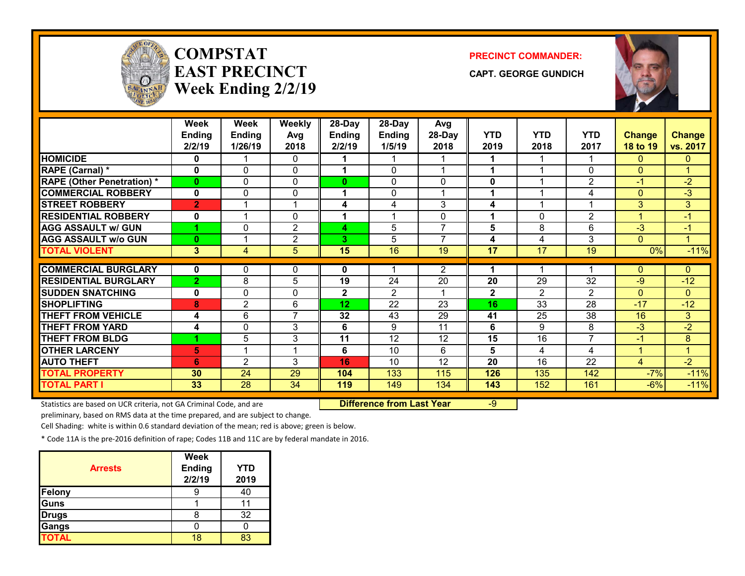# COMPSTAT EAST PRECINCT Week Ending 2/2/19

**PRECINCT COMMANDER:**

**CAPT. GEORGE GUNDICH**

| | Week Ending 2/2/19 | Week Ending 1/26/19 | Weekly Avg 2018 | 28-Day Ending 2/2/19 | 28-Day Ending 1/5/19 | Avg 28-Day 2018 | YTD 2019 | YTD 2018 | YTD 2017 | Change 18 to 19 | Change vs. 2017 |
|---|---|---|---|---|---|---|---|---|---|---|---|
| HOMICIDE | 0 | 1 | 0 | 1 | 1 | 1 | 1 | 1 | 1 | 0 | 0 |
| RAPE (Carnal) * | 0 | 0 | 0 | 1 | 0 | 1 | 1 | 1 | 0 | 0 | 1 |
| RAPE (Other Penetration) * | 0 | 0 | 0 | 0 | 0 | 0 | 0 | 1 | 2 | -1 | -2 |
| COMMERCIAL ROBBERY | 0 | 0 | 0 | 1 | 0 | 1 | 1 | 1 | 4 | 0 | -3 |
| STREET ROBBERY | 2 | 1 | 1 | 4 | 4 | 3 | 4 | 1 | 1 | 3 | 3 |
| RESIDENTIAL ROBBERY | 0 | 1 | 0 | 1 | 1 | 0 | 1 | 0 | 2 | 1 | -1 |
| AGG ASSAULT w/ GUN | 1 | 0 | 2 | 4 | 5 | 7 | 5 | 8 | 6 | -3 | -1 |
| AGG ASSAULT w/o GUN | 0 | 1 | 2 | 3 | 5 | 7 | 4 | 4 | 3 | 0 | 1 |
| TOTAL VIOLENT | 3 | 4 | 5 | 15 | 16 | 19 | 17 | 17 | 19 | 0% | -11% |
| COMMERCIAL BURGLARY | 0 | 0 | 0 | 0 | 1 | 2 | 1 | 1 | 1 | 0 | 0 |
| RESIDENTIAL BURGLARY | 2 | 8 | 5 | 19 | 24 | 20 | 20 | 29 | 32 | -9 | -12 |
| SUDDEN SNATCHING | 0 | 0 | 0 | 2 | 2 | 1 | 2 | 2 | 2 | 0 | 0 |
| SHOPLIFTING | 8 | 2 | 6 | 12 | 22 | 23 | 16 | 33 | 28 | -17 | -12 |
| THEFT FROM VEHICLE | 4 | 6 | 7 | 32 | 43 | 29 | 41 | 25 | 38 | 16 | 3 |
| THEFT FROM YARD | 4 | 0 | 3 | 6 | 9 | 11 | 6 | 9 | 8 | -3 | -2 |
| THEFT FROM BLDG | 1 | 5 | 3 | 11 | 12 | 12 | 15 | 16 | 7 | -1 | 8 |
| OTHER LARCENY | 5 | 1 | 1 | 6 | 10 | 6 | 5 | 4 | 4 | 1 | 1 |
| AUTO THEFT | 6 | 2 | 3 | 16 | 10 | 12 | 20 | 16 | 22 | 4 | -2 |
| TOTAL PROPERTY | 30 | 24 | 29 | 104 | 133 | 115 | 126 | 135 | 142 | -7% | -11% |
| TOTAL PART I | 33 | 28 | 34 | 119 | 149 | 134 | 143 | 152 | 161 | -6% | -11% |

**Difference from Last Year** -9

Statistics are based on UCR criteria, not GA Criminal Code, and are preliminary, based on RMS data at the time prepared, and are subject to change.

Cell Shading: white is within 0.6 standard deviation of the mean; red is above; green is below.

* Code 11A is the pre-2016 definition of rape; Codes 11B and 11C are by federal mandate in 2016.

| Arrests | Week Ending 2/2/19 | YTD 2019 |
|---|---|---|
| Felony | 9 | 40 |
| Guns | 1 | 11 |
| Drugs | 8 | 32 |
| Gangs | 0 | 0 |
| TOTAL | 18 | 83 |